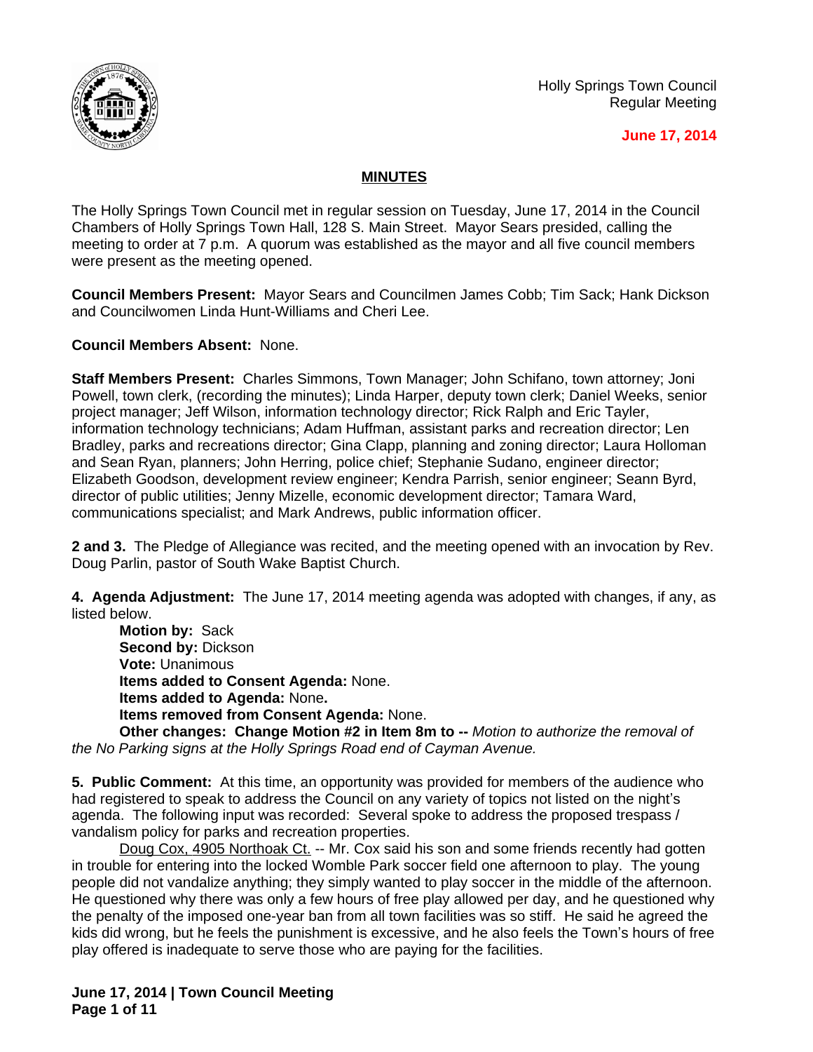Holly Springs Town Council
Regular Meeting

**June 17, 2014**

## MINUTES

The Holly Springs Town Council met in regular session on Tuesday, June 17, 2014 in the Council Chambers of Holly Springs Town Hall, 128 S. Main Street. Mayor Sears presided, calling the meeting to order at 7 p.m. A quorum was established as the mayor and all five council members were present as the meeting opened.

**Council Members Present:** Mayor Sears and Councilmen James Cobb; Tim Sack; Hank Dickson and Councilwomen Linda Hunt-Williams and Cheri Lee.

**Council Members Absent:** None.

**Staff Members Present:** Charles Simmons, Town Manager; John Schifano, town attorney; Joni Powell, town clerk, (recording the minutes); Linda Harper, deputy town clerk; Daniel Weeks, senior project manager; Jeff Wilson, information technology director; Rick Ralph and Eric Tayler, information technology technicians; Adam Huffman, assistant parks and recreation director; Len Bradley, parks and recreations director; Gina Clapp, planning and zoning director; Laura Holloman and Sean Ryan, planners; John Herring, police chief; Stephanie Sudano, engineer director; Elizabeth Goodson, development review engineer; Kendra Parrish, senior engineer; Seann Byrd, director of public utilities; Jenny Mizelle, economic development director; Tamara Ward, communications specialist; and Mark Andrews, public information officer.

**2 and 3.** The Pledge of Allegiance was recited, and the meeting opened with an invocation by Rev. Doug Parlin, pastor of South Wake Baptist Church.

**4. Agenda Adjustment:** The June 17, 2014 meeting agenda was adopted with changes, if any, as listed below.

**Motion by:** Sack
**Second by:** Dickson
**Vote:** Unanimous
**Items added to Consent Agenda:** None.
**Items added to Agenda:** None**.**
**Items removed from Consent Agenda:** None.
**Other changes: Change Motion #2 in Item 8m to --** *Motion to authorize the removal of the No Parking signs at the Holly Springs Road end of Cayman Avenue.*

**5. Public Comment:** At this time, an opportunity was provided for members of the audience who had registered to speak to address the Council on any variety of topics not listed on the night's agenda. The following input was recorded: Several spoke to address the proposed trespass / vandalism policy for parks and recreation properties.

Doug Cox, 4905 Northoak Ct. -- Mr. Cox said his son and some friends recently had gotten in trouble for entering into the locked Womble Park soccer field one afternoon to play. The young people did not vandalize anything; they simply wanted to play soccer in the middle of the afternoon. He questioned why there was only a few hours of free play allowed per day, and he questioned why the penalty of the imposed one-year ban from all town facilities was so stiff. He said he agreed the kids did wrong, but he feels the punishment is excessive, and he also feels the Town's hours of free play offered is inadequate to serve those who are paying for the facilities.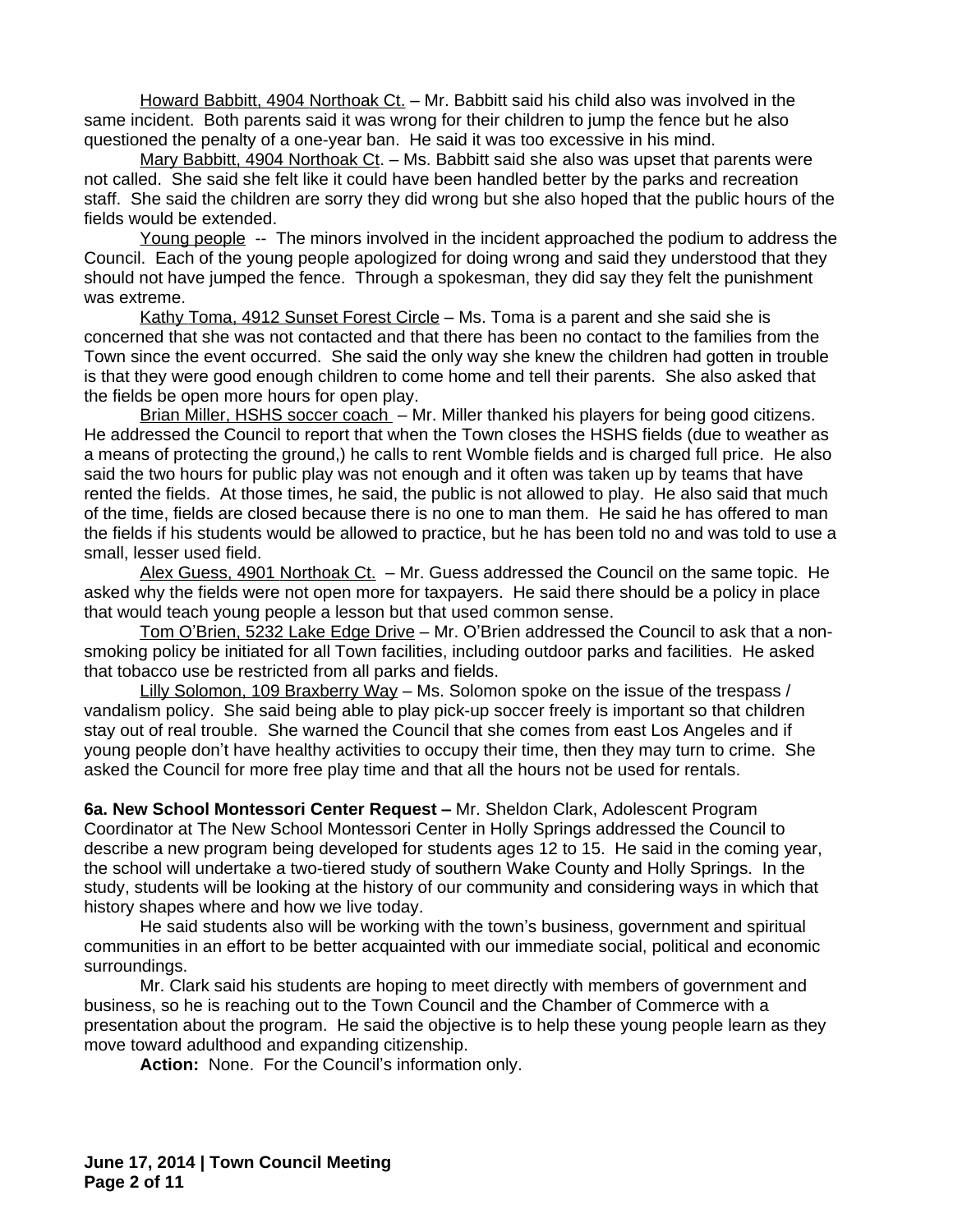Howard Babbitt, 4904 Northoak Ct. – Mr. Babbitt said his child also was involved in the same incident. Both parents said it was wrong for their children to jump the fence but he also questioned the penalty of a one-year ban. He said it was too excessive in his mind.

Mary Babbitt, 4904 Northoak Ct. – Ms. Babbitt said she also was upset that parents were not called. She said she felt like it could have been handled better by the parks and recreation staff. She said the children are sorry they did wrong but she also hoped that the public hours of the fields would be extended.

Young people -- The minors involved in the incident approached the podium to address the Council. Each of the young people apologized for doing wrong and said they understood that they should not have jumped the fence. Through a spokesman, they did say they felt the punishment was extreme.

Kathy Toma, 4912 Sunset Forest Circle – Ms. Toma is a parent and she said she is concerned that she was not contacted and that there has been no contact to the families from the Town since the event occurred. She said the only way she knew the children had gotten in trouble is that they were good enough children to come home and tell their parents. She also asked that the fields be open more hours for open play.

Brian Miller, HSHS soccer coach – Mr. Miller thanked his players for being good citizens. He addressed the Council to report that when the Town closes the HSHS fields (due to weather as a means of protecting the ground,) he calls to rent Womble fields and is charged full price. He also said the two hours for public play was not enough and it often was taken up by teams that have rented the fields. At those times, he said, the public is not allowed to play. He also said that much of the time, fields are closed because there is no one to man them. He said he has offered to man the fields if his students would be allowed to practice, but he has been told no and was told to use a small, lesser used field.

Alex Guess, 4901 Northoak Ct. – Mr. Guess addressed the Council on the same topic. He asked why the fields were not open more for taxpayers. He said there should be a policy in place that would teach young people a lesson but that used common sense.

Tom O'Brien, 5232 Lake Edge Drive – Mr. O'Brien addressed the Council to ask that a non-smoking policy be initiated for all Town facilities, including outdoor parks and facilities. He asked that tobacco use be restricted from all parks and fields.

Lilly Solomon, 109 Braxberry Way – Ms. Solomon spoke on the issue of the trespass / vandalism policy. She said being able to play pick-up soccer freely is important so that children stay out of real trouble. She warned the Council that she comes from east Los Angeles and if young people don't have healthy activities to occupy their time, then they may turn to crime. She asked the Council for more free play time and that all the hours not be used for rentals.

**6a. New School Montessori Center Request –** Mr. Sheldon Clark, Adolescent Program Coordinator at The New School Montessori Center in Holly Springs addressed the Council to describe a new program being developed for students ages 12 to 15. He said in the coming year, the school will undertake a two-tiered study of southern Wake County and Holly Springs. In the study, students will be looking at the history of our community and considering ways in which that history shapes where and how we live today.

He said students also will be working with the town's business, government and spiritual communities in an effort to be better acquainted with our immediate social, political and economic surroundings.

Mr. Clark said his students are hoping to meet directly with members of government and business, so he is reaching out to the Town Council and the Chamber of Commerce with a presentation about the program. He said the objective is to help these young people learn as they move toward adulthood and expanding citizenship.

**Action:** None. For the Council's information only.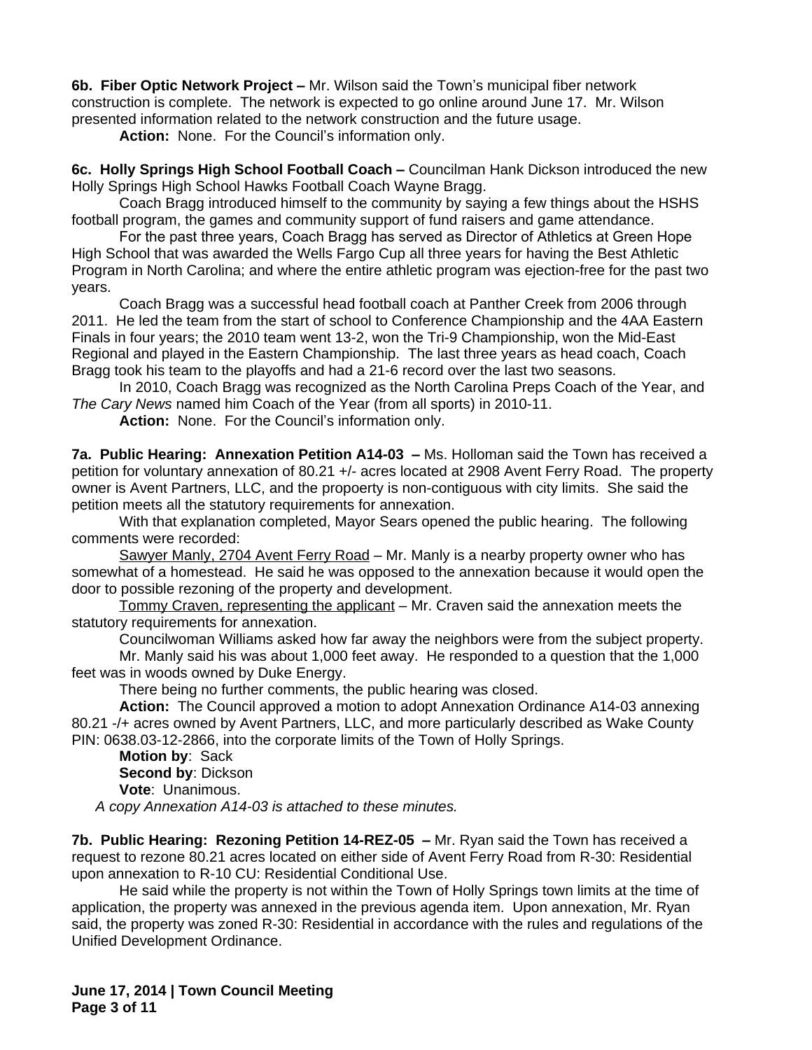**6b. Fiber Optic Network Project –** Mr. Wilson said the Town's municipal fiber network construction is complete. The network is expected to go online around June 17. Mr. Wilson presented information related to the network construction and the future usage.

**Action:** None. For the Council's information only.

**6c. Holly Springs High School Football Coach –** Councilman Hank Dickson introduced the new Holly Springs High School Hawks Football Coach Wayne Bragg.

Coach Bragg introduced himself to the community by saying a few things about the HSHS football program, the games and community support of fund raisers and game attendance.

For the past three years, Coach Bragg has served as Director of Athletics at Green Hope High School that was awarded the Wells Fargo Cup all three years for having the Best Athletic Program in North Carolina; and where the entire athletic program was ejection-free for the past two years.

Coach Bragg was a successful head football coach at Panther Creek from 2006 through 2011. He led the team from the start of school to Conference Championship and the 4AA Eastern Finals in four years; the 2010 team went 13-2, won the Tri-9 Championship, won the Mid-East Regional and played in the Eastern Championship. The last three years as head coach, Coach Bragg took his team to the playoffs and had a 21-6 record over the last two seasons.

In 2010, Coach Bragg was recognized as the North Carolina Preps Coach of the Year, and *The Cary News* named him Coach of the Year (from all sports) in 2010-11.

**Action:** None. For the Council's information only.

**7a. Public Hearing: Annexation Petition A14-03 –** Ms. Holloman said the Town has received a petition for voluntary annexation of 80.21 +/- acres located at 2908 Avent Ferry Road. The property owner is Avent Partners, LLC, and the propoerty is non-contiguous with city limits. She said the petition meets all the statutory requirements for annexation.

With that explanation completed, Mayor Sears opened the public hearing. The following comments were recorded:

Sawyer Manly, 2704 Avent Ferry Road – Mr. Manly is a nearby property owner who has somewhat of a homestead. He said he was opposed to the annexation because it would open the door to possible rezoning of the property and development.

Tommy Craven, representing the applicant – Mr. Craven said the annexation meets the statutory requirements for annexation.

Councilwoman Williams asked how far away the neighbors were from the subject property.

Mr. Manly said his was about 1,000 feet away. He responded to a question that the 1,000 feet was in woods owned by Duke Energy.

There being no further comments, the public hearing was closed.

**Action:** The Council approved a motion to adopt Annexation Ordinance A14-03 annexing 80.21 -/+ acres owned by Avent Partners, LLC, and more particularly described as Wake County PIN: 0638.03-12-2866, into the corporate limits of the Town of Holly Springs.

**Motion by**: Sack
**Second by**: Dickson
**Vote**: Unanimous.

*A copy Annexation A14-03 is attached to these minutes.*

**7b. Public Hearing: Rezoning Petition 14-REZ-05 –** Mr. Ryan said the Town has received a request to rezone 80.21 acres located on either side of Avent Ferry Road from R-30: Residential upon annexation to R-10 CU: Residential Conditional Use.

He said while the property is not within the Town of Holly Springs town limits at the time of application, the property was annexed in the previous agenda item. Upon annexation, Mr. Ryan said, the property was zoned R-30: Residential in accordance with the rules and regulations of the Unified Development Ordinance.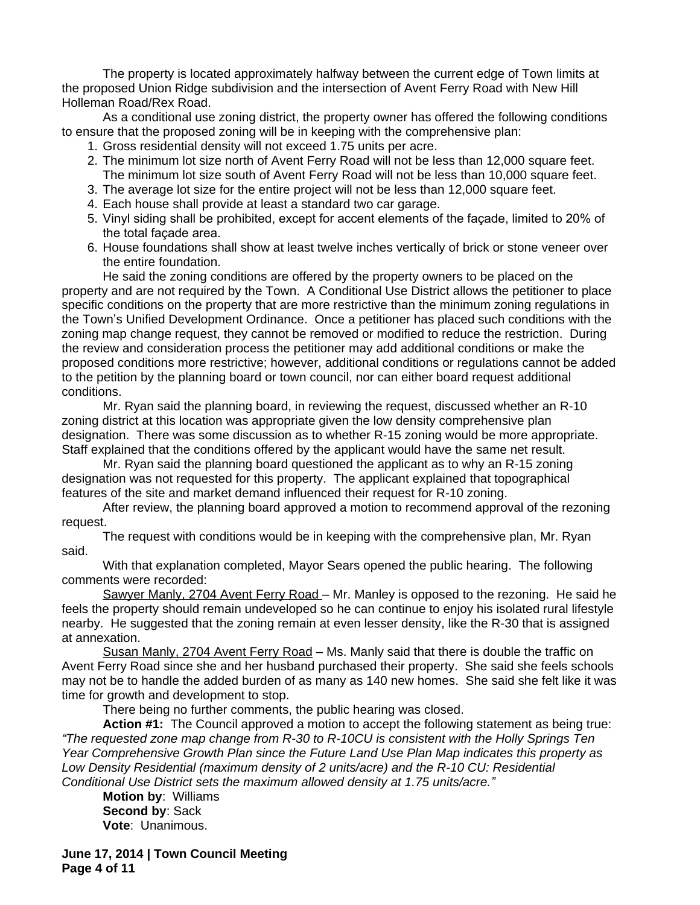The property is located approximately halfway between the current edge of Town limits at the proposed Union Ridge subdivision and the intersection of Avent Ferry Road with New Hill Holleman Road/Rex Road.

As a conditional use zoning district, the property owner has offered the following conditions to ensure that the proposed zoning will be in keeping with the comprehensive plan:

1. Gross residential density will not exceed 1.75 units per acre.
2. The minimum lot size north of Avent Ferry Road will not be less than 12,000 square feet. The minimum lot size south of Avent Ferry Road will not be less than 10,000 square feet.
3. The average lot size for the entire project will not be less than 12,000 square feet.
4. Each house shall provide at least a standard two car garage.
5. Vinyl siding shall be prohibited, except for accent elements of the façade, limited to 20% of the total façade area.
6. House foundations shall show at least twelve inches vertically of brick or stone veneer over the entire foundation.

He said the zoning conditions are offered by the property owners to be placed on the property and are not required by the Town. A Conditional Use District allows the petitioner to place specific conditions on the property that are more restrictive than the minimum zoning regulations in the Town's Unified Development Ordinance. Once a petitioner has placed such conditions with the zoning map change request, they cannot be removed or modified to reduce the restriction. During the review and consideration process the petitioner may add additional conditions or make the proposed conditions more restrictive; however, additional conditions or regulations cannot be added to the petition by the planning board or town council, nor can either board request additional conditions.

Mr. Ryan said the planning board, in reviewing the request, discussed whether an R-10 zoning district at this location was appropriate given the low density comprehensive plan designation. There was some discussion as to whether R-15 zoning would be more appropriate. Staff explained that the conditions offered by the applicant would have the same net result.

Mr. Ryan said the planning board questioned the applicant as to why an R-15 zoning designation was not requested for this property. The applicant explained that topographical features of the site and market demand influenced their request for R-10 zoning.

After review, the planning board approved a motion to recommend approval of the rezoning request.

The request with conditions would be in keeping with the comprehensive plan, Mr. Ryan said.

With that explanation completed, Mayor Sears opened the public hearing. The following comments were recorded:

Sawyer Manly, 2704 Avent Ferry Road – Mr. Manley is opposed to the rezoning. He said he feels the property should remain undeveloped so he can continue to enjoy his isolated rural lifestyle nearby. He suggested that the zoning remain at even lesser density, like the R-30 that is assigned at annexation.

Susan Manly, 2704 Avent Ferry Road – Ms. Manly said that there is double the traffic on Avent Ferry Road since she and her husband purchased their property. She said she feels schools may not be to handle the added burden of as many as 140 new homes. She said she felt like it was time for growth and development to stop.

There being no further comments, the public hearing was closed.

**Action #1:** The Council approved a motion to accept the following statement as being true: *"The requested zone map change from R-30 to R-10CU is consistent with the Holly Springs Ten Year Comprehensive Growth Plan since the Future Land Use Plan Map indicates this property as Low Density Residential (maximum density of 2 units/acre) and the R-10 CU: Residential Conditional Use District sets the maximum allowed density at 1.75 units/acre."*

**Motion by**: Williams
**Second by**: Sack
**Vote**: Unanimous.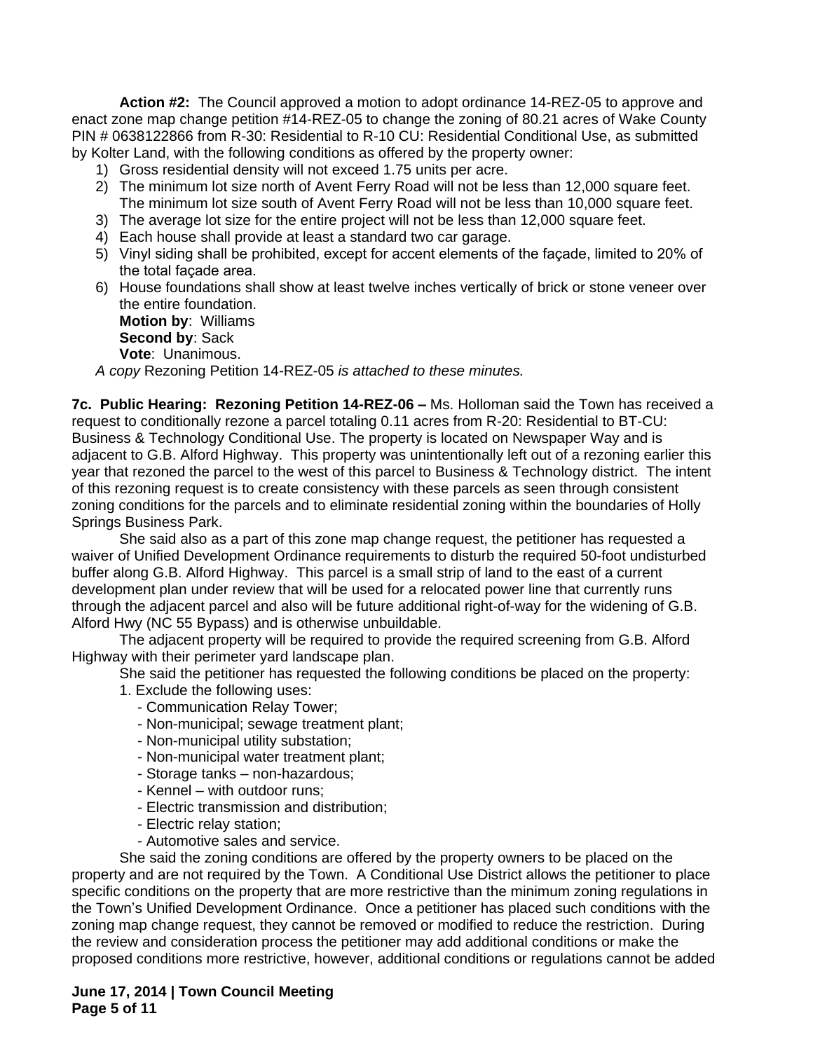**Action #2:** The Council approved a motion to adopt ordinance 14-REZ-05 to approve and enact zone map change petition #14-REZ-05 to change the zoning of 80.21 acres of Wake County PIN # 0638122866 from R-30: Residential to R-10 CU: Residential Conditional Use, as submitted by Kolter Land, with the following conditions as offered by the property owner:

1) Gross residential density will not exceed 1.75 units per acre.
2) The minimum lot size north of Avent Ferry Road will not be less than 12,000 square feet. The minimum lot size south of Avent Ferry Road will not be less than 10,000 square feet.
3) The average lot size for the entire project will not be less than 12,000 square feet.
4) Each house shall provide at least a standard two car garage.
5) Vinyl siding shall be prohibited, except for accent elements of the façade, limited to 20% of the total façade area.
6) House foundations shall show at least twelve inches vertically of brick or stone veneer over the entire foundation.

**Motion by**: Williams
**Second by**: Sack
**Vote**: Unanimous.

*A copy* Rezoning Petition 14-REZ-05 *is attached to these minutes.*

**7c. Public Hearing: Rezoning Petition 14-REZ-06 –** Ms. Holloman said the Town has received a request to conditionally rezone a parcel totaling 0.11 acres from R-20: Residential to BT-CU: Business & Technology Conditional Use. The property is located on Newspaper Way and is adjacent to G.B. Alford Highway. This property was unintentionally left out of a rezoning earlier this year that rezoned the parcel to the west of this parcel to Business & Technology district. The intent of this rezoning request is to create consistency with these parcels as seen through consistent zoning conditions for the parcels and to eliminate residential zoning within the boundaries of Holly Springs Business Park.

She said also as a part of this zone map change request, the petitioner has requested a waiver of Unified Development Ordinance requirements to disturb the required 50-foot undisturbed buffer along G.B. Alford Highway. This parcel is a small strip of land to the east of a current development plan under review that will be used for a relocated power line that currently runs through the adjacent parcel and also will be future additional right-of-way for the widening of G.B. Alford Hwy (NC 55 Bypass) and is otherwise unbuildable.

The adjacent property will be required to provide the required screening from G.B. Alford Highway with their perimeter yard landscape plan.

She said the petitioner has requested the following conditions be placed on the property:

1. Exclude the following uses:
   - Communication Relay Tower;
   - Non-municipal; sewage treatment plant;
   - Non-municipal utility substation;
   - Non-municipal water treatment plant;
   - Storage tanks – non-hazardous;
   - Kennel – with outdoor runs;
   - Electric transmission and distribution;
   - Electric relay station;
   - Automotive sales and service.

She said the zoning conditions are offered by the property owners to be placed on the property and are not required by the Town. A Conditional Use District allows the petitioner to place specific conditions on the property that are more restrictive than the minimum zoning regulations in the Town's Unified Development Ordinance. Once a petitioner has placed such conditions with the zoning map change request, they cannot be removed or modified to reduce the restriction. During the review and consideration process the petitioner may add additional conditions or make the proposed conditions more restrictive, however, additional conditions or regulations cannot be added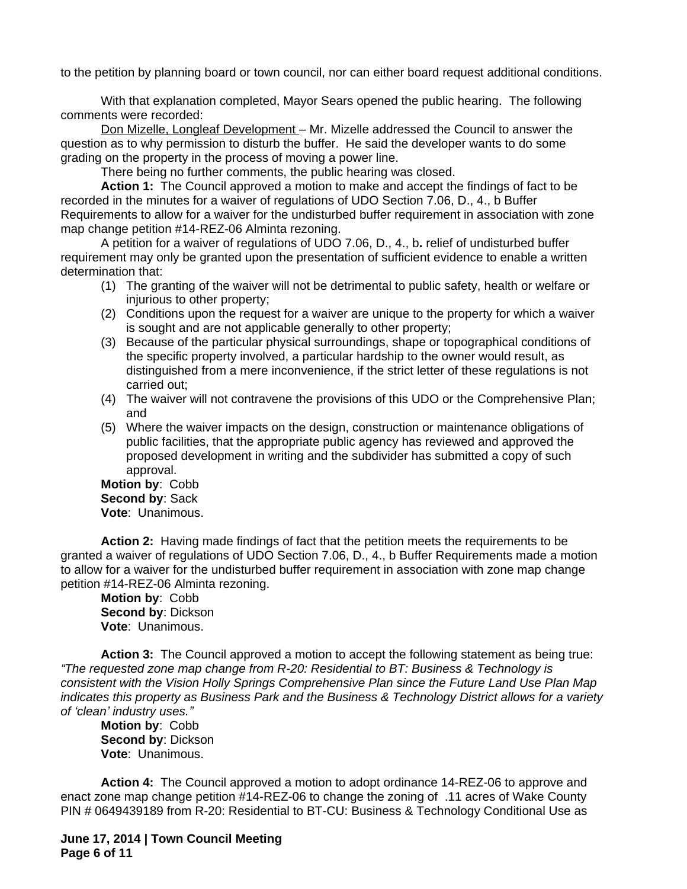to the petition by planning board or town council, nor can either board request additional conditions.

With that explanation completed, Mayor Sears opened the public hearing. The following comments were recorded:

Don Mizelle, Longleaf Development – Mr. Mizelle addressed the Council to answer the question as to why permission to disturb the buffer. He said the developer wants to do some grading on the property in the process of moving a power line.

There being no further comments, the public hearing was closed.

**Action 1:** The Council approved a motion to make and accept the findings of fact to be recorded in the minutes for a waiver of regulations of UDO Section 7.06, D., 4., b Buffer Requirements to allow for a waiver for the undisturbed buffer requirement in association with zone map change petition #14-REZ-06 Alminta rezoning.

A petition for a waiver of regulations of UDO 7.06, D., 4., b**.** relief of undisturbed buffer requirement may only be granted upon the presentation of sufficient evidence to enable a written determination that:

(1) The granting of the waiver will not be detrimental to public safety, health or welfare or injurious to other property;
(2) Conditions upon the request for a waiver are unique to the property for which a waiver is sought and are not applicable generally to other property;
(3) Because of the particular physical surroundings, shape or topographical conditions of the specific property involved, a particular hardship to the owner would result, as distinguished from a mere inconvenience, if the strict letter of these regulations is not carried out;
(4) The waiver will not contravene the provisions of this UDO or the Comprehensive Plan; and
(5) Where the waiver impacts on the design, construction or maintenance obligations of public facilities, that the appropriate public agency has reviewed and approved the proposed development in writing and the subdivider has submitted a copy of such approval.

**Motion by**: Cobb
**Second by**: Sack
**Vote**: Unanimous.

**Action 2:** Having made findings of fact that the petition meets the requirements to be granted a waiver of regulations of UDO Section 7.06, D., 4., b Buffer Requirements made a motion to allow for a waiver for the undisturbed buffer requirement in association with zone map change petition #14-REZ-06 Alminta rezoning.

**Motion by**: Cobb
**Second by**: Dickson
**Vote**: Unanimous.

**Action 3:** The Council approved a motion to accept the following statement as being true: *"The requested zone map change from R-20: Residential to BT: Business & Technology is consistent with the Vision Holly Springs Comprehensive Plan since the Future Land Use Plan Map indicates this property as Business Park and the Business & Technology District allows for a variety of 'clean' industry uses."*

**Motion by**: Cobb
**Second by**: Dickson
**Vote**: Unanimous.

**Action 4:** The Council approved a motion to adopt ordinance 14-REZ-06 to approve and enact zone map change petition #14-REZ-06 to change the zoning of .11 acres of Wake County PIN # 0649439189 from R-20: Residential to BT-CU: Business & Technology Conditional Use as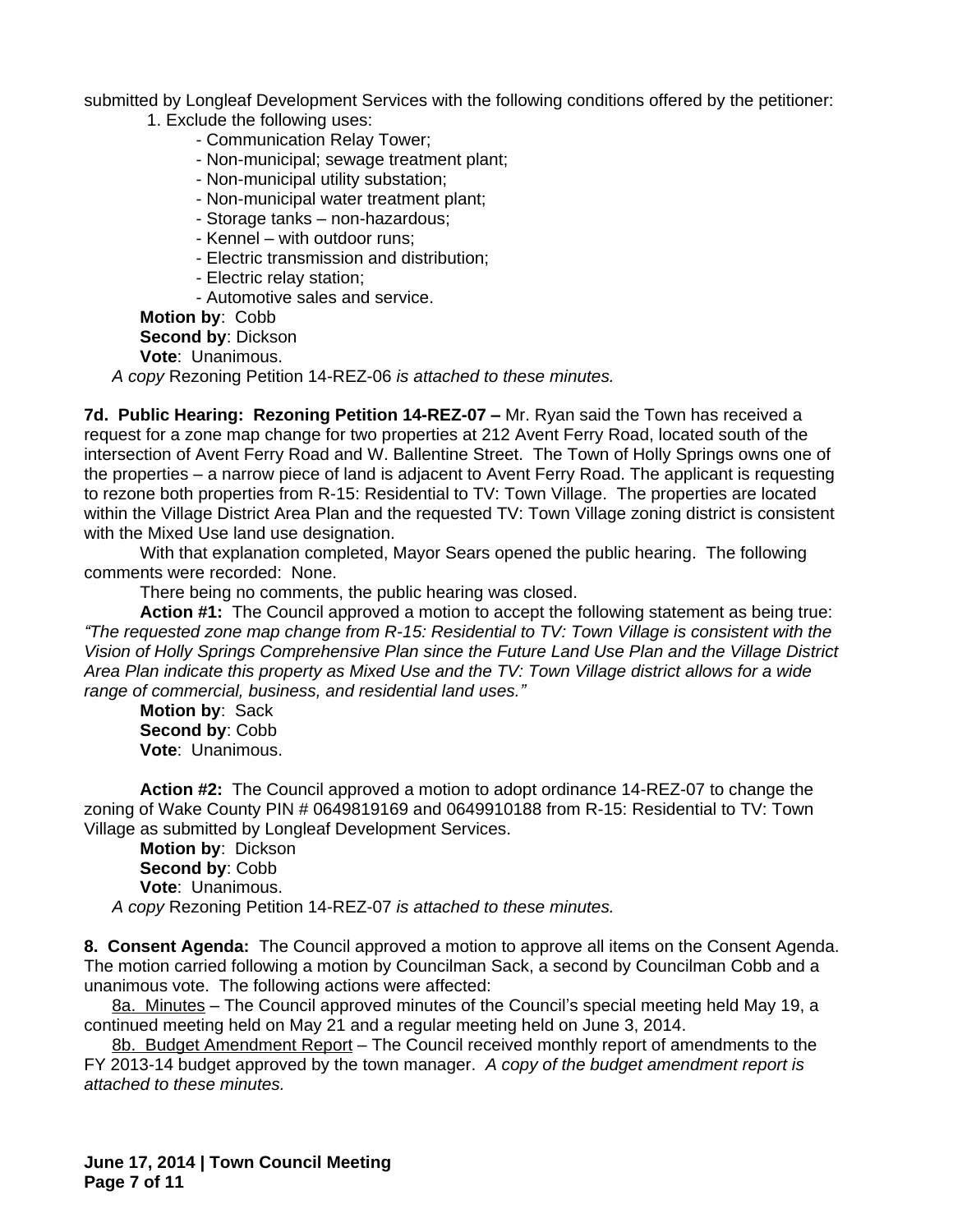submitted by Longleaf Development Services with the following conditions offered by the petitioner:

1. Exclude the following uses:
   - Communication Relay Tower;
   - Non-municipal; sewage treatment plant;
   - Non-municipal utility substation;
   - Non-municipal water treatment plant;
   - Storage tanks – non-hazardous;
   - Kennel – with outdoor runs;
   - Electric transmission and distribution;
   - Electric relay station;
   - Automotive sales and service.

**Motion by**: Cobb
**Second by**: Dickson
**Vote**: Unanimous.

*A copy* Rezoning Petition 14-REZ-06 *is attached to these minutes.*

**7d. Public Hearing: Rezoning Petition 14-REZ-07 –** Mr. Ryan said the Town has received a request for a zone map change for two properties at 212 Avent Ferry Road, located south of the intersection of Avent Ferry Road and W. Ballentine Street. The Town of Holly Springs owns one of the properties – a narrow piece of land is adjacent to Avent Ferry Road. The applicant is requesting to rezone both properties from R-15: Residential to TV: Town Village. The properties are located within the Village District Area Plan and the requested TV: Town Village zoning district is consistent with the Mixed Use land use designation.

With that explanation completed, Mayor Sears opened the public hearing. The following comments were recorded: None.

There being no comments, the public hearing was closed.

**Action #1:** The Council approved a motion to accept the following statement as being true: *"The requested zone map change from R-15: Residential to TV: Town Village is consistent with the Vision of Holly Springs Comprehensive Plan since the Future Land Use Plan and the Village District Area Plan indicate this property as Mixed Use and the TV: Town Village district allows for a wide range of commercial, business, and residential land uses."*

**Motion by**: Sack
**Second by**: Cobb
**Vote**: Unanimous.

**Action #2:** The Council approved a motion to adopt ordinance 14-REZ-07 to change the zoning of Wake County PIN # 0649819169 and 0649910188 from R-15: Residential to TV: Town Village as submitted by Longleaf Development Services.

**Motion by**: Dickson
**Second by**: Cobb
**Vote**: Unanimous.

*A copy* Rezoning Petition 14-REZ-07 *is attached to these minutes.*

**8. Consent Agenda:** The Council approved a motion to approve all items on the Consent Agenda. The motion carried following a motion by Councilman Sack, a second by Councilman Cobb and a unanimous vote. The following actions were affected:

8a. Minutes – The Council approved minutes of the Council's special meeting held May 19, a continued meeting held on May 21 and a regular meeting held on June 3, 2014.

8b. Budget Amendment Report – The Council received monthly report of amendments to the FY 2013-14 budget approved by the town manager. *A copy of the budget amendment report is attached to these minutes.*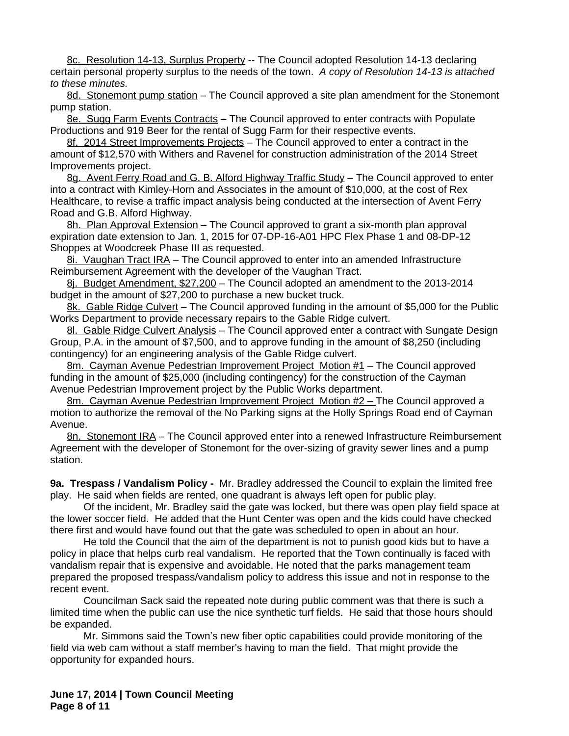8c. Resolution 14-13, Surplus Property -- The Council adopted Resolution 14-13 declaring certain personal property surplus to the needs of the town. *A copy of Resolution 14-13 is attached to these minutes.*

8d. Stonemont pump station – The Council approved a site plan amendment for the Stonemont pump station.

8e. Sugg Farm Events Contracts – The Council approved to enter contracts with Populate Productions and 919 Beer for the rental of Sugg Farm for their respective events.

8f. 2014 Street Improvements Projects – The Council approved to enter a contract in the amount of $12,570 with Withers and Ravenel for construction administration of the 2014 Street Improvements project.

8g. Avent Ferry Road and G. B. Alford Highway Traffic Study – The Council approved to enter into a contract with Kimley-Horn and Associates in the amount of $10,000, at the cost of Rex Healthcare, to revise a traffic impact analysis being conducted at the intersection of Avent Ferry Road and G.B. Alford Highway.

8h. Plan Approval Extension – The Council approved to grant a six-month plan approval expiration date extension to Jan. 1, 2015 for 07-DP-16-A01 HPC Flex Phase 1 and 08-DP-12 Shoppes at Woodcreek Phase III as requested.

8i. Vaughan Tract IRA – The Council approved to enter into an amended Infrastructure Reimbursement Agreement with the developer of the Vaughan Tract.

8j. Budget Amendment, $27,200 – The Council adopted an amendment to the 2013-2014 budget in the amount of $27,200 to purchase a new bucket truck.

8k. Gable Ridge Culvert – The Council approved funding in the amount of $5,000 for the Public Works Department to provide necessary repairs to the Gable Ridge culvert.

8l. Gable Ridge Culvert Analysis – The Council approved enter a contract with Sungate Design Group, P.A. in the amount of $7,500, and to approve funding in the amount of $8,250 (including contingency) for an engineering analysis of the Gable Ridge culvert.

8m. Cayman Avenue Pedestrian Improvement Project Motion #1 – The Council approved funding in the amount of $25,000 (including contingency) for the construction of the Cayman Avenue Pedestrian Improvement project by the Public Works department.

8m. Cayman Avenue Pedestrian Improvement Project Motion #2 – The Council approved a motion to authorize the removal of the No Parking signs at the Holly Springs Road end of Cayman Avenue.

8n. Stonemont IRA – The Council approved enter into a renewed Infrastructure Reimbursement Agreement with the developer of Stonemont for the over-sizing of gravity sewer lines and a pump station.

**9a. Trespass / Vandalism Policy -** Mr. Bradley addressed the Council to explain the limited free play. He said when fields are rented, one quadrant is always left open for public play.

Of the incident, Mr. Bradley said the gate was locked, but there was open play field space at the lower soccer field. He added that the Hunt Center was open and the kids could have checked there first and would have found out that the gate was scheduled to open in about an hour.

He told the Council that the aim of the department is not to punish good kids but to have a policy in place that helps curb real vandalism. He reported that the Town continually is faced with vandalism repair that is expensive and avoidable. He noted that the parks management team prepared the proposed trespass/vandalism policy to address this issue and not in response to the recent event.

Councilman Sack said the repeated note during public comment was that there is such a limited time when the public can use the nice synthetic turf fields. He said that those hours should be expanded.

Mr. Simmons said the Town's new fiber optic capabilities could provide monitoring of the field via web cam without a staff member's having to man the field. That might provide the opportunity for expanded hours.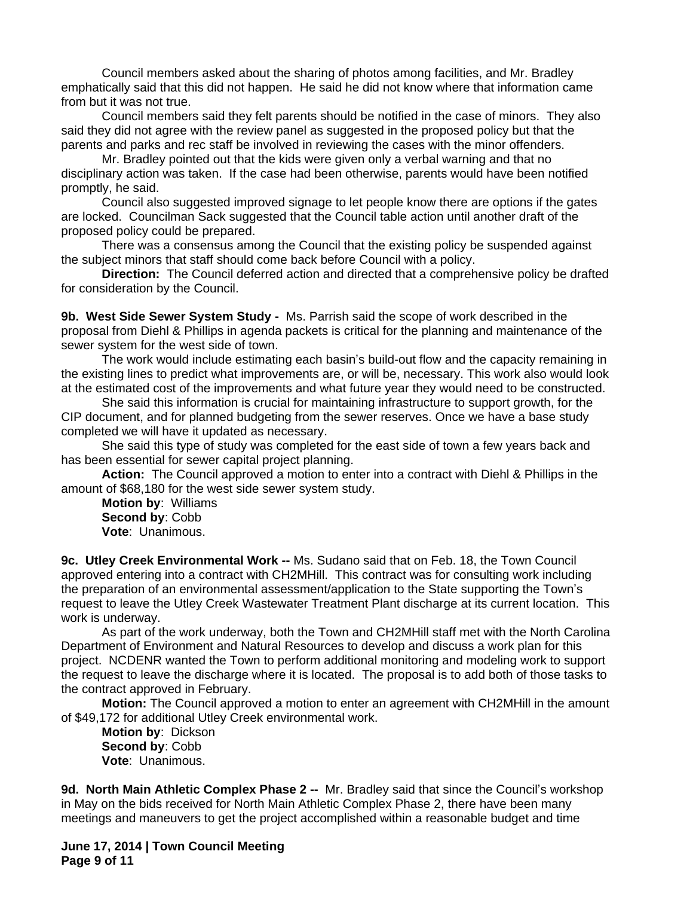Council members asked about the sharing of photos among facilities, and Mr. Bradley emphatically said that this did not happen. He said he did not know where that information came from but it was not true.

Council members said they felt parents should be notified in the case of minors. They also said they did not agree with the review panel as suggested in the proposed policy but that the parents and parks and rec staff be involved in reviewing the cases with the minor offenders.

Mr. Bradley pointed out that the kids were given only a verbal warning and that no disciplinary action was taken. If the case had been otherwise, parents would have been notified promptly, he said.

Council also suggested improved signage to let people know there are options if the gates are locked. Councilman Sack suggested that the Council table action until another draft of the proposed policy could be prepared.

There was a consensus among the Council that the existing policy be suspended against the subject minors that staff should come back before Council with a policy.

**Direction:** The Council deferred action and directed that a comprehensive policy be drafted for consideration by the Council.

**9b. West Side Sewer System Study -** Ms. Parrish said the scope of work described in the proposal from Diehl & Phillips in agenda packets is critical for the planning and maintenance of the sewer system for the west side of town.

The work would include estimating each basin's build-out flow and the capacity remaining in the existing lines to predict what improvements are, or will be, necessary. This work also would look at the estimated cost of the improvements and what future year they would need to be constructed.

She said this information is crucial for maintaining infrastructure to support growth, for the CIP document, and for planned budgeting from the sewer reserves. Once we have a base study completed we will have it updated as necessary.

She said this type of study was completed for the east side of town a few years back and has been essential for sewer capital project planning.

**Action:** The Council approved a motion to enter into a contract with Diehl & Phillips in the amount of $68,180 for the west side sewer system study.

**Motion by**: Williams
**Second by**: Cobb
**Vote**: Unanimous.

**9c. Utley Creek Environmental Work --** Ms. Sudano said that on Feb. 18, the Town Council approved entering into a contract with CH2MHill. This contract was for consulting work including the preparation of an environmental assessment/application to the State supporting the Town's request to leave the Utley Creek Wastewater Treatment Plant discharge at its current location. This work is underway.

As part of the work underway, both the Town and CH2MHill staff met with the North Carolina Department of Environment and Natural Resources to develop and discuss a work plan for this project. NCDENR wanted the Town to perform additional monitoring and modeling work to support the request to leave the discharge where it is located. The proposal is to add both of those tasks to the contract approved in February.

**Motion:** The Council approved a motion to enter an agreement with CH2MHill in the amount of $49,172 for additional Utley Creek environmental work.

**Motion by**: Dickson
**Second by**: Cobb
**Vote**: Unanimous.

**9d. North Main Athletic Complex Phase 2 --** Mr. Bradley said that since the Council's workshop in May on the bids received for North Main Athletic Complex Phase 2, there have been many meetings and maneuvers to get the project accomplished within a reasonable budget and time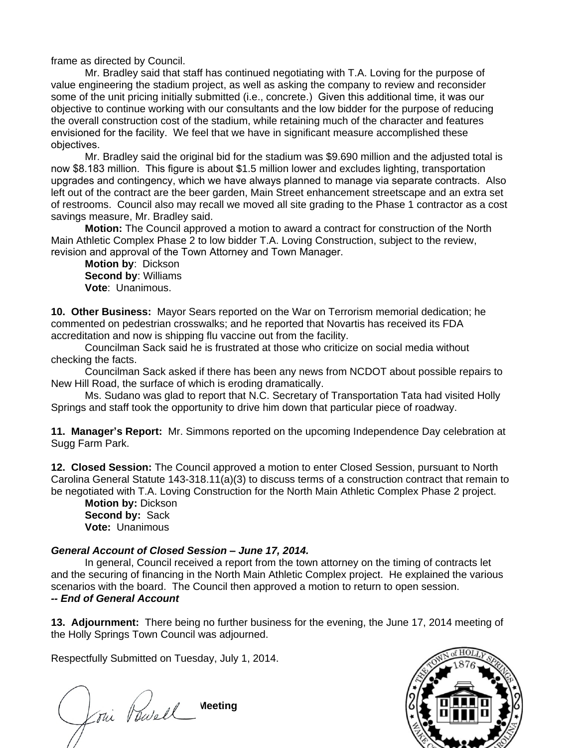frame as directed by Council.

Mr. Bradley said that staff has continued negotiating with T.A. Loving for the purpose of value engineering the stadium project, as well as asking the company to review and reconsider some of the unit pricing initially submitted (i.e., concrete.) Given this additional time, it was our objective to continue working with our consultants and the low bidder for the purpose of reducing the overall construction cost of the stadium, while retaining much of the character and features envisioned for the facility. We feel that we have in significant measure accomplished these objectives.

Mr. Bradley said the original bid for the stadium was $9.690 million and the adjusted total is now $8.183 million. This figure is about $1.5 million lower and excludes lighting, transportation upgrades and contingency, which we have always planned to manage via separate contracts. Also left out of the contract are the beer garden, Main Street enhancement streetscape and an extra set of restrooms. Council also may recall we moved all site grading to the Phase 1 contractor as a cost savings measure, Mr. Bradley said.

**Motion:** The Council approved a motion to award a contract for construction of the North Main Athletic Complex Phase 2 to low bidder T.A. Loving Construction, subject to the review, revision and approval of the Town Attorney and Town Manager.

**Motion by**: Dickson
**Second by**: Williams
**Vote**: Unanimous.

**10. Other Business:** Mayor Sears reported on the War on Terrorism memorial dedication; he commented on pedestrian crosswalks; and he reported that Novartis has received its FDA accreditation and now is shipping flu vaccine out from the facility.

Councilman Sack said he is frustrated at those who criticize on social media without checking the facts.

Councilman Sack asked if there has been any news from NCDOT about possible repairs to New Hill Road, the surface of which is eroding dramatically.

Ms. Sudano was glad to report that N.C. Secretary of Transportation Tata had visited Holly Springs and staff took the opportunity to drive him down that particular piece of roadway.

**11. Manager's Report:** Mr. Simmons reported on the upcoming Independence Day celebration at Sugg Farm Park.

**12. Closed Session:** The Council approved a motion to enter Closed Session, pursuant to North Carolina General Statute 143-318.11(a)(3) to discuss terms of a construction contract that remain to be negotiated with T.A. Loving Construction for the North Main Athletic Complex Phase 2 project.

**Motion by:** Dickson
**Second by:** Sack
**Vote:** Unanimous

***General Account of Closed Session – June 17, 2014.***

In general, Council received a report from the town attorney on the timing of contracts let and the securing of financing in the North Main Athletic Complex project. He explained the various scenarios with the board. The Council then approved a motion to return to open session.

***-- End of General Account***

**13. Adjournment:** There being no further business for the evening, the June 17, 2014 meeting of the Holly Springs Town Council was adjourned.

Respectfully Submitted on Tuesday, July 1, 2014.

Joni Powell **Meeting**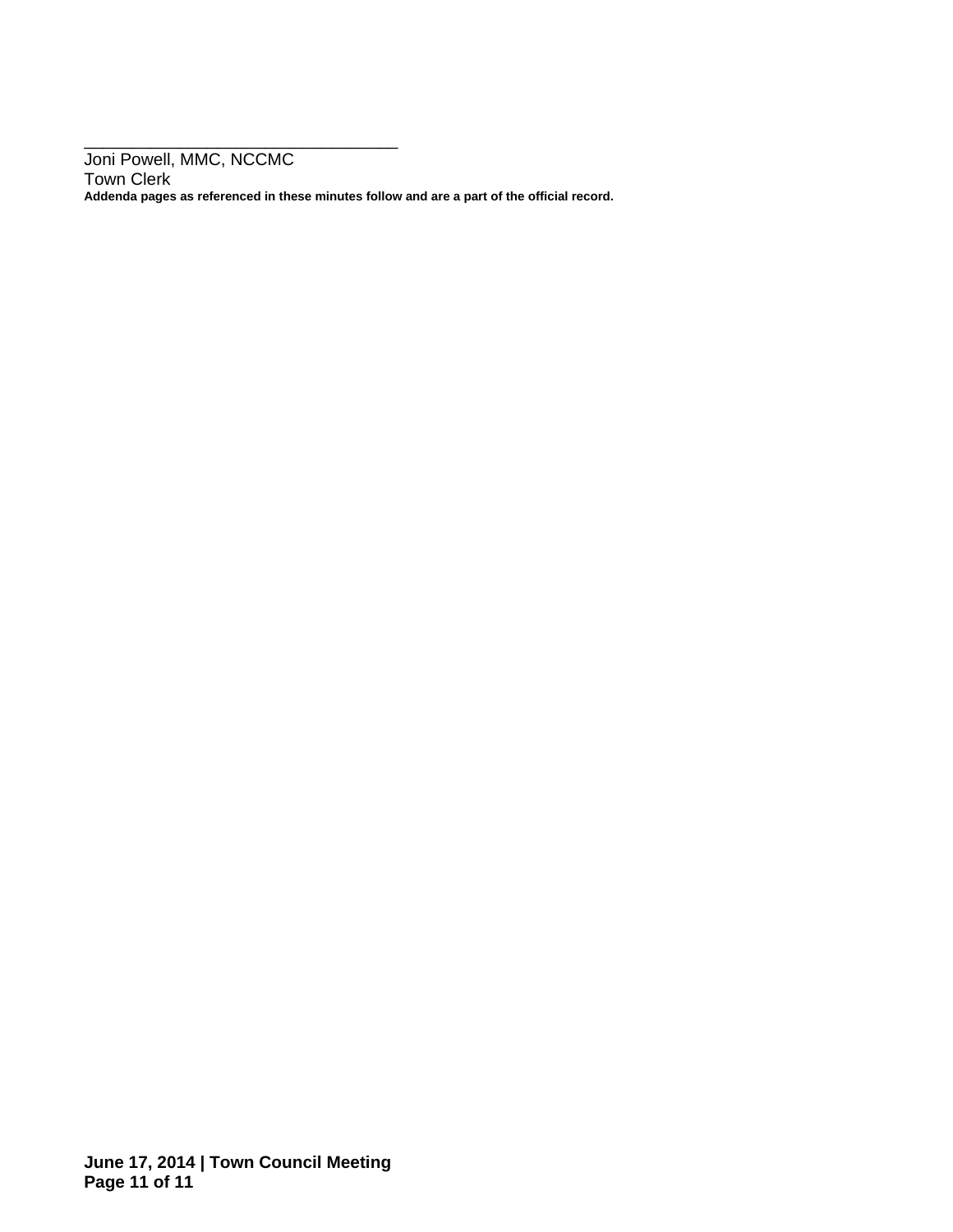\_\_\_\_\_\_\_\_\_\_\_\_\_\_\_\_\_\_\_\_\_\_\_\_\_\_\_\_\_\_\_\_\_\_

Joni Powell, MMC, NCCMC
Town Clerk

**Addenda pages as referenced in these minutes follow and are a part of the official record.**